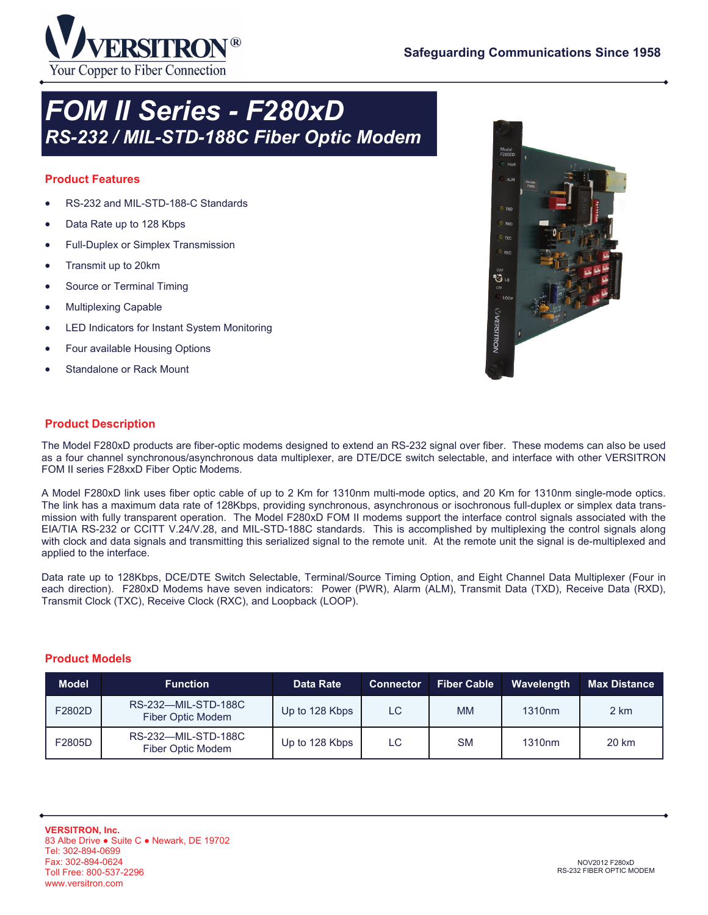VERSITRON®
Your Copper to Fiber Connection

Safeguarding Communications Since 1958

# FOM II Series - F280xD
## RS-232 / MIL-STD-188C Fiber Optic Modem

### Product Features

- RS-232 and MIL-STD-188-C Standards
- Data Rate up to 128 Kbps
- Full-Duplex or Simplex Transmission
- Transmit up to 20km
- Source or Terminal Timing
- Multiplexing Capable
- LED Indicators for Instant System Monitoring
- Four available Housing Options
- Standalone or Rack Mount

### Product Description

The Model F280xD products are fiber-optic modems designed to extend an RS-232 signal over fiber. These modems can also be used as a four channel synchronous/asynchronous data multiplexer, are DTE/DCE switch selectable, and interface with other VERSITRON FOM II series F28xxD Fiber Optic Modems.

A Model F280xD link uses fiber optic cable of up to 2 Km for 1310nm multi-mode optics, and 20 Km for 1310nm single-mode optics. The link has a maximum data rate of 128Kbps, providing synchronous, asynchronous or isochronous full-duplex or simplex data transmission with fully transparent operation. The Model F280xD FOM II modems support the interface control signals associated with the EIA/TIA RS-232 or CCITT V.24/V.28, and MIL-STD-188C standards. This is accomplished by multiplexing the control signals along with clock and data signals and transmitting this serialized signal to the remote unit. At the remote unit the signal is de-multiplexed and applied to the interface.

Data rate up to 128Kbps, DCE/DTE Switch Selectable, Terminal/Source Timing Option, and Eight Channel Data Multiplexer (Four in each direction). F280xD Modems have seven indicators: Power (PWR), Alarm (ALM), Transmit Data (TXD), Receive Data (RXD), Transmit Clock (TXC), Receive Clock (RXC), and Loopback (LOOP).

### Product Models

| Model | Function | Data Rate | Connector | Fiber Cable | Wavelength | Max Distance |
|---|---|---|---|---|---|---|
| F2802D | RS-232—MIL-STD-188C Fiber Optic Modem | Up to 128 Kbps | LC | MM | 1310nm | 2 km |
| F2805D | RS-232—MIL-STD-188C Fiber Optic Modem | Up to 128 Kbps | LC | SM | 1310nm | 20 km |

**VERSITRON, Inc.**
83 Albe Drive ● Suite C ● Newark, DE 19702
Tel: 302-894-0699
Fax: 302-894-0624
Toll Free: 800-537-2296
www.versitron.com

NOV2012 F280xD
RS-232 FIBER OPTIC MODEM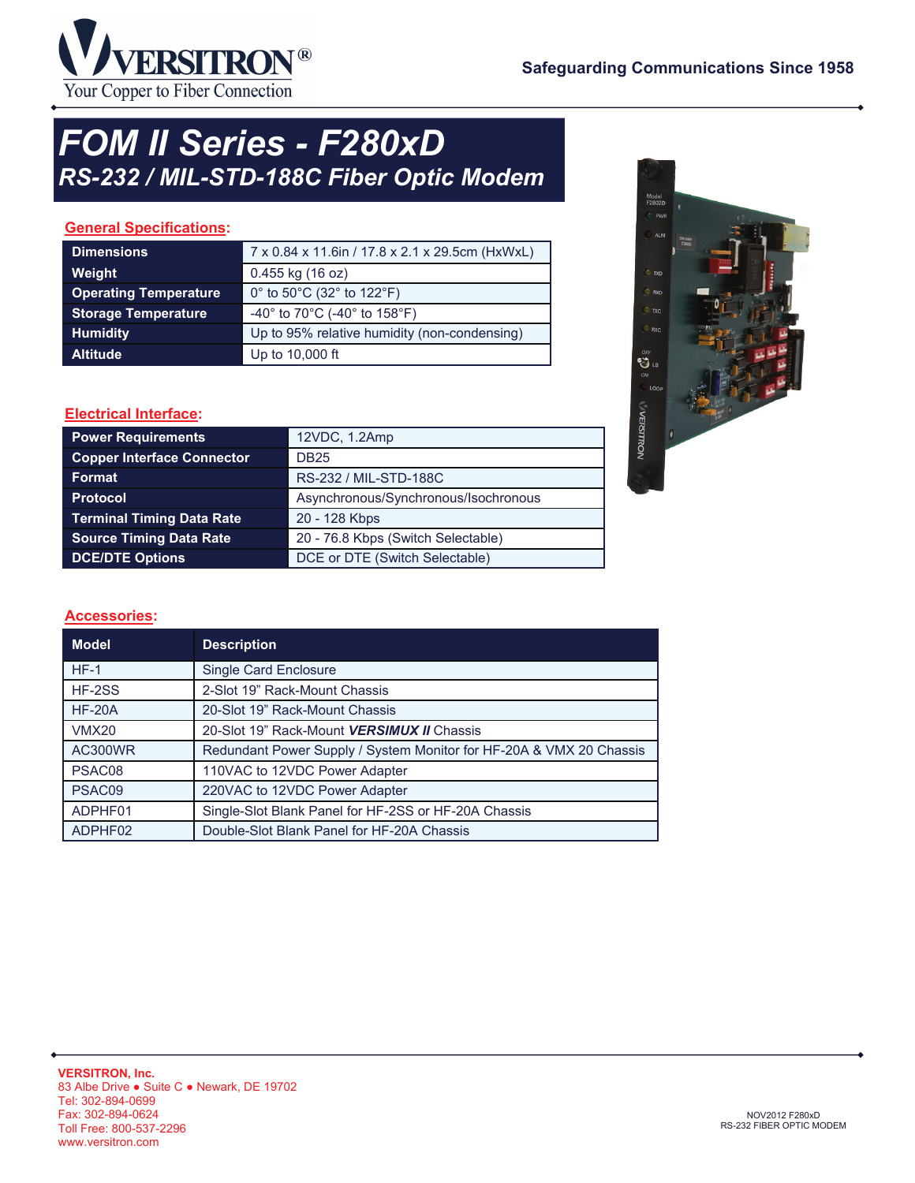VERSITRON®
Your Copper to Fiber Connection

Safeguarding Communications Since 1958

# FOM II Series - F280xD
## RS-232 / MIL-STD-188C Fiber Optic Modem

### General Specifications:

| | |
|---|---|
| **Dimensions** | 7 x 0.84 x 11.6in / 17.8 x 2.1 x 29.5cm (HxWxL) |
| **Weight** | 0.455 kg (16 oz) |
| **Operating Temperature** | 0° to 50°C (32° to 122°F) |
| **Storage Temperature** | -40° to 70°C (-40° to 158°F) |
| **Humidity** | Up to 95% relative humidity (non-condensing) |
| **Altitude** | Up to 10,000 ft |

### Electrical Interface:

| | |
|---|---|
| **Power Requirements** | 12VDC, 1.2Amp |
| **Copper Interface Connector** | DB25 |
| **Format** | RS-232 / MIL-STD-188C |
| **Protocol** | Asynchronous/Synchronous/Isochronous |
| **Terminal Timing Data Rate** | 20 - 128 Kbps |
| **Source Timing Data Rate** | 20 - 76.8 Kbps (Switch Selectable) |
| **DCE/DTE Options** | DCE or DTE (Switch Selectable) |

### Accessories:

| Model | Description |
|---|---|
| HF-1 | Single Card Enclosure |
| HF-2SS | 2-Slot 19" Rack-Mount Chassis |
| HF-20A | 20-Slot 19" Rack-Mount Chassis |
| VMX20 | 20-Slot 19" Rack-Mount ***VERSIMUX II*** Chassis |
| AC300WR | Redundant Power Supply / System Monitor for HF-20A & VMX 20 Chassis |
| PSAC08 | 110VAC to 12VDC Power Adapter |
| PSAC09 | 220VAC to 12VDC Power Adapter |
| ADPHF01 | Single-Slot Blank Panel for HF-2SS or HF-20A Chassis |
| ADPHF02 | Double-Slot Blank Panel for HF-20A Chassis |

**VERSITRON, Inc.**
83 Albe Drive ● Suite C ● Newark, DE 19702
Tel: 302-894-0699
Fax: 302-894-0624
Toll Free: 800-537-2296
www.versitron.com

NOV2012 F280xD
RS-232 FIBER OPTIC MODEM